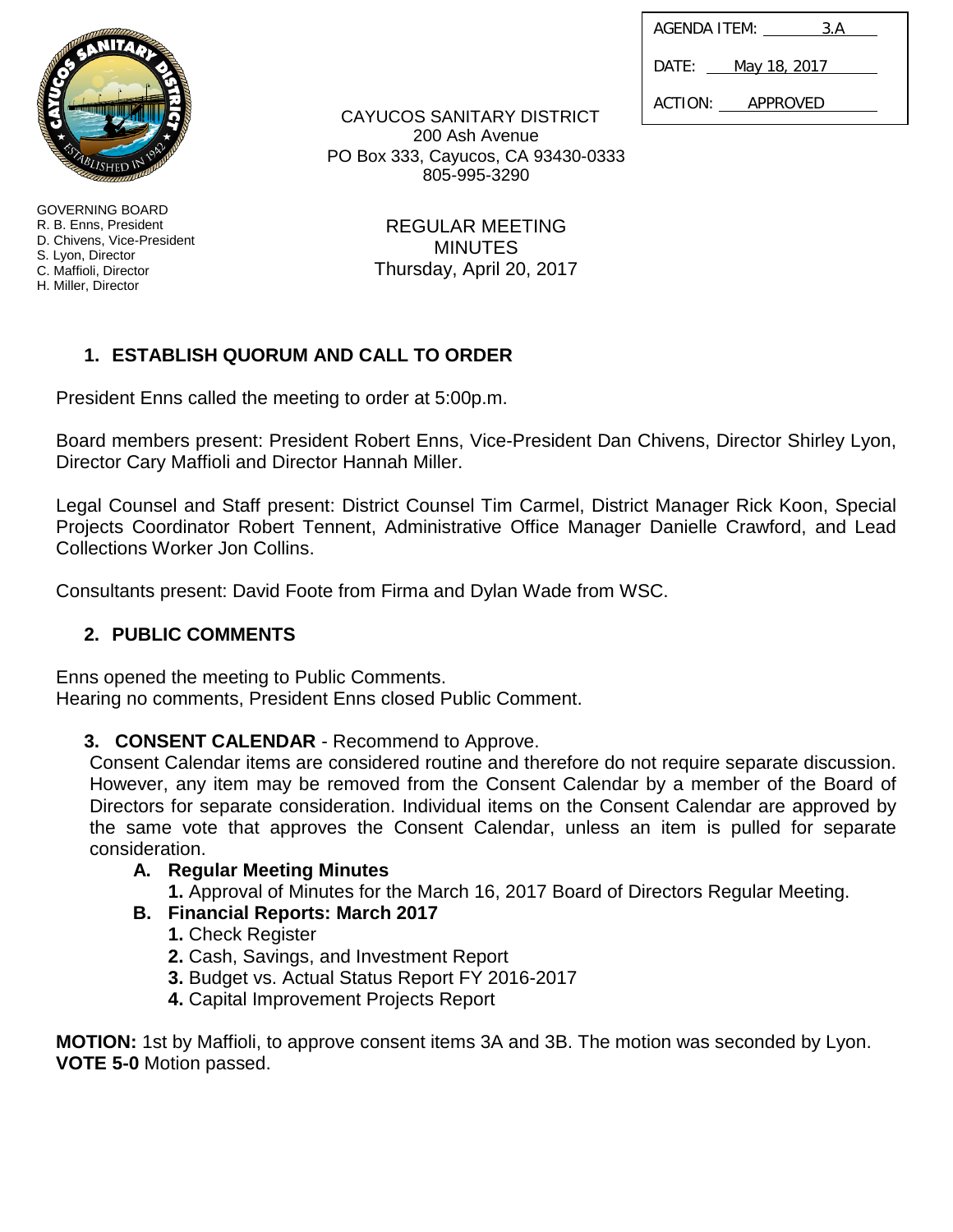| AGENDA ITEM: | 3.A |
| --- | --- |
| DATE: | May 18, 2017 |
| ACTION: | APPROVED |

CAYUCOS SANITARY DISTRICT
200 Ash Avenue
PO Box 333, Cayucos, CA 93430-0333
805-995-3290

GOVERNING BOARD
R. B. Enns, President
D. Chivens, Vice-President
S. Lyon, Director
C. Maffioli, Director
H. Miller, Director

REGULAR MEETING
MINUTES
Thursday, April 20, 2017

## 1. ESTABLISH QUORUM AND CALL TO ORDER

President Enns called the meeting to order at 5:00p.m.

Board members present: President Robert Enns, Vice-President Dan Chivens, Director Shirley Lyon, Director Cary Maffioli and Director Hannah Miller.

Legal Counsel and Staff present: District Counsel Tim Carmel, District Manager Rick Koon, Special Projects Coordinator Robert Tennent, Administrative Office Manager Danielle Crawford, and Lead Collections Worker Jon Collins.

Consultants present: David Foote from Firma and Dylan Wade from WSC.

## 2. PUBLIC COMMENTS

Enns opened the meeting to Public Comments.
Hearing no comments, President Enns closed Public Comment.

## 3. CONSENT CALENDAR - Recommend to Approve.

Consent Calendar items are considered routine and therefore do not require separate discussion. However, any item may be removed from the Consent Calendar by a member of the Board of Directors for separate consideration. Individual items on the Consent Calendar are approved by the same vote that approves the Consent Calendar, unless an item is pulled for separate consideration.

- **A. Regular Meeting Minutes**
  - **1.** Approval of Minutes for the March 16, 2017 Board of Directors Regular Meeting.
- **B. Financial Reports: March 2017**
  - **1.** Check Register
  - **2.** Cash, Savings, and Investment Report
  - **3.** Budget vs. Actual Status Report FY 2016-2017
  - **4.** Capital Improvement Projects Report

**MOTION:** 1st by Maffioli, to approve consent items 3A and 3B. The motion was seconded by Lyon.
**VOTE 5-0** Motion passed.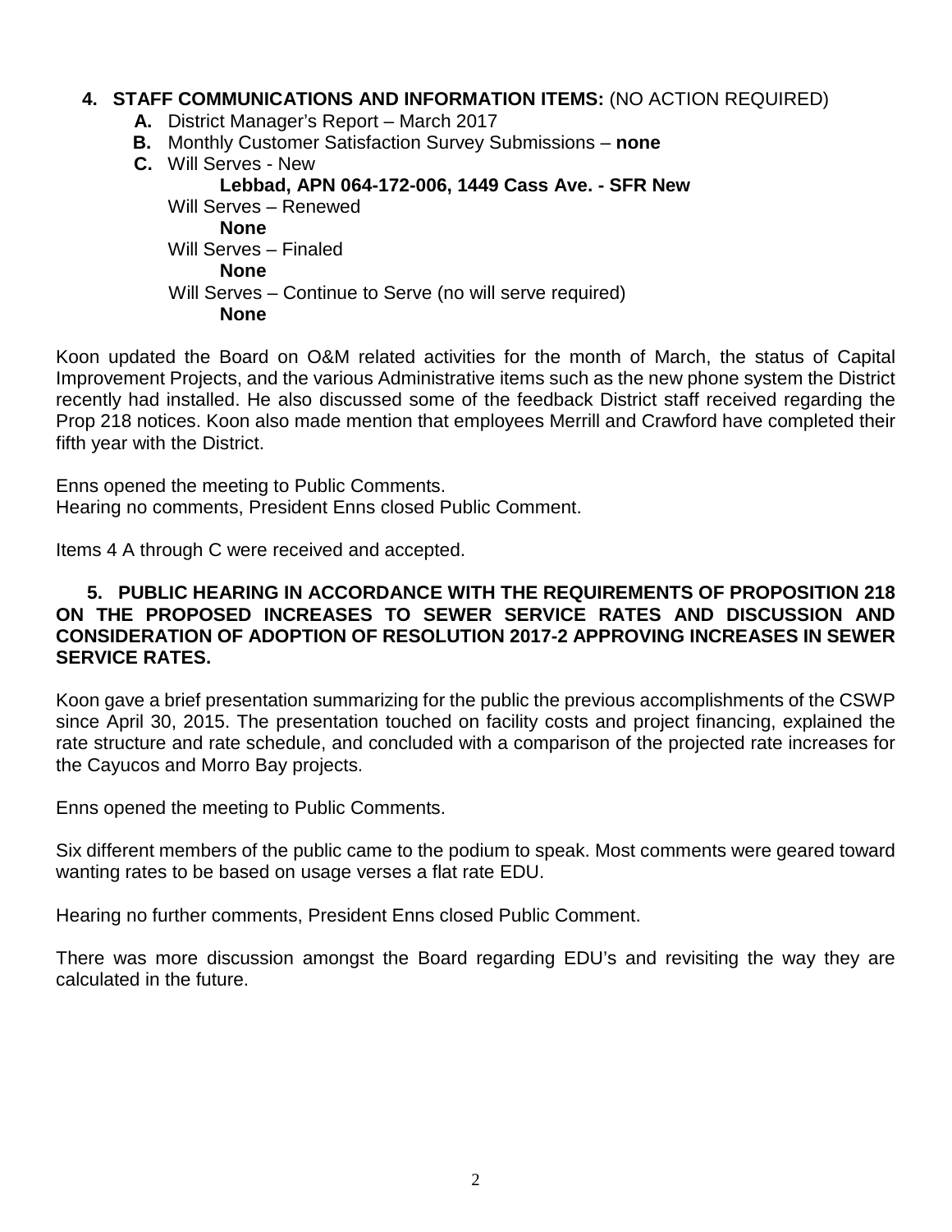**4. STAFF COMMUNICATIONS AND INFORMATION ITEMS:** (NO ACTION REQUIRED)

- **A.** District Manager's Report – March 2017
- **B.** Monthly Customer Satisfaction Survey Submissions – **none**
- **C.** Will Serves - New
  - **Lebbad, APN 064-172-006, 1449 Cass Ave. - SFR New**

  Will Serves – Renewed
  - **None**

  Will Serves – Finaled
  - **None**

  Will Serves – Continue to Serve (no will serve required)
  - **None**

Koon updated the Board on O&M related activities for the month of March, the status of Capital Improvement Projects, and the various Administrative items such as the new phone system the District recently had installed. He also discussed some of the feedback District staff received regarding the Prop 218 notices. Koon also made mention that employees Merrill and Crawford have completed their fifth year with the District.

Enns opened the meeting to Public Comments.
Hearing no comments, President Enns closed Public Comment.

Items 4 A through C were received and accepted.

**5. PUBLIC HEARING IN ACCORDANCE WITH THE REQUIREMENTS OF PROPOSITION 218 ON THE PROPOSED INCREASES TO SEWER SERVICE RATES AND DISCUSSION AND CONSIDERATION OF ADOPTION OF RESOLUTION 2017-2 APPROVING INCREASES IN SEWER SERVICE RATES.**

Koon gave a brief presentation summarizing for the public the previous accomplishments of the CSWP since April 30, 2015. The presentation touched on facility costs and project financing, explained the rate structure and rate schedule, and concluded with a comparison of the projected rate increases for the Cayucos and Morro Bay projects.

Enns opened the meeting to Public Comments.

Six different members of the public came to the podium to speak. Most comments were geared toward wanting rates to be based on usage verses a flat rate EDU.

Hearing no further comments, President Enns closed Public Comment.

There was more discussion amongst the Board regarding EDU's and revisiting the way they are calculated in the future.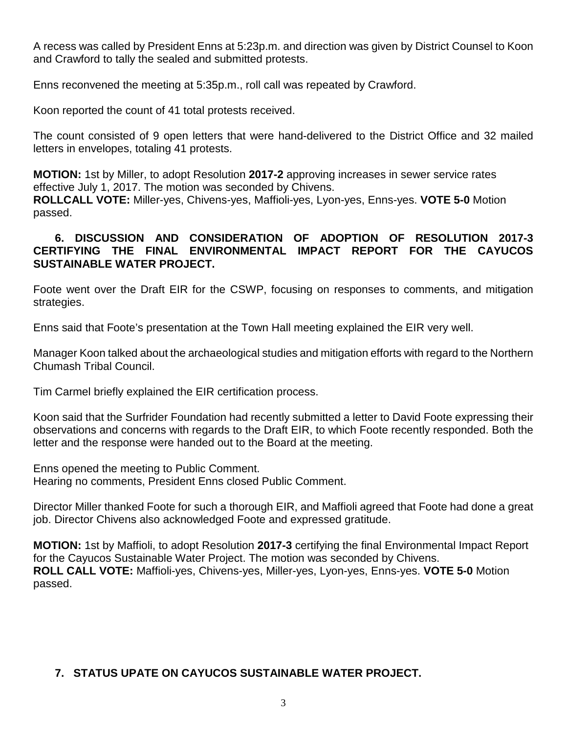A recess was called by President Enns at 5:23p.m. and direction was given by District Counsel to Koon and Crawford to tally the sealed and submitted protests.

Enns reconvened the meeting at 5:35p.m., roll call was repeated by Crawford.

Koon reported the count of 41 total protests received.

The count consisted of 9 open letters that were hand-delivered to the District Office and 32 mailed letters in envelopes, totaling 41 protests.

**MOTION:** 1st by Miller, to adopt Resolution **2017-2** approving increases in sewer service rates effective July 1, 2017. The motion was seconded by Chivens.
**ROLLCALL VOTE:** Miller-yes, Chivens-yes, Maffioli-yes, Lyon-yes, Enns-yes. **VOTE 5-0** Motion passed.

### 6. DISCUSSION AND CONSIDERATION OF ADOPTION OF RESOLUTION 2017-3 CERTIFYING THE FINAL ENVIRONMENTAL IMPACT REPORT FOR THE CAYUCOS SUSTAINABLE WATER PROJECT.

Foote went over the Draft EIR for the CSWP, focusing on responses to comments, and mitigation strategies.

Enns said that Foote's presentation at the Town Hall meeting explained the EIR very well.

Manager Koon talked about the archaeological studies and mitigation efforts with regard to the Northern Chumash Tribal Council.

Tim Carmel briefly explained the EIR certification process.

Koon said that the Surfrider Foundation had recently submitted a letter to David Foote expressing their observations and concerns with regards to the Draft EIR, to which Foote recently responded. Both the letter and the response were handed out to the Board at the meeting.

Enns opened the meeting to Public Comment.
Hearing no comments, President Enns closed Public Comment.

Director Miller thanked Foote for such a thorough EIR, and Maffioli agreed that Foote had done a great job. Director Chivens also acknowledged Foote and expressed gratitude.

**MOTION:** 1st by Maffioli, to adopt Resolution **2017-3** certifying the final Environmental Impact Report for the Cayucos Sustainable Water Project. The motion was seconded by Chivens.
**ROLL CALL VOTE:** Maffioli-yes, Chivens-yes, Miller-yes, Lyon-yes, Enns-yes. **VOTE 5-0** Motion passed.

### 7. STATUS UPATE ON CAYUCOS SUSTAINABLE WATER PROJECT.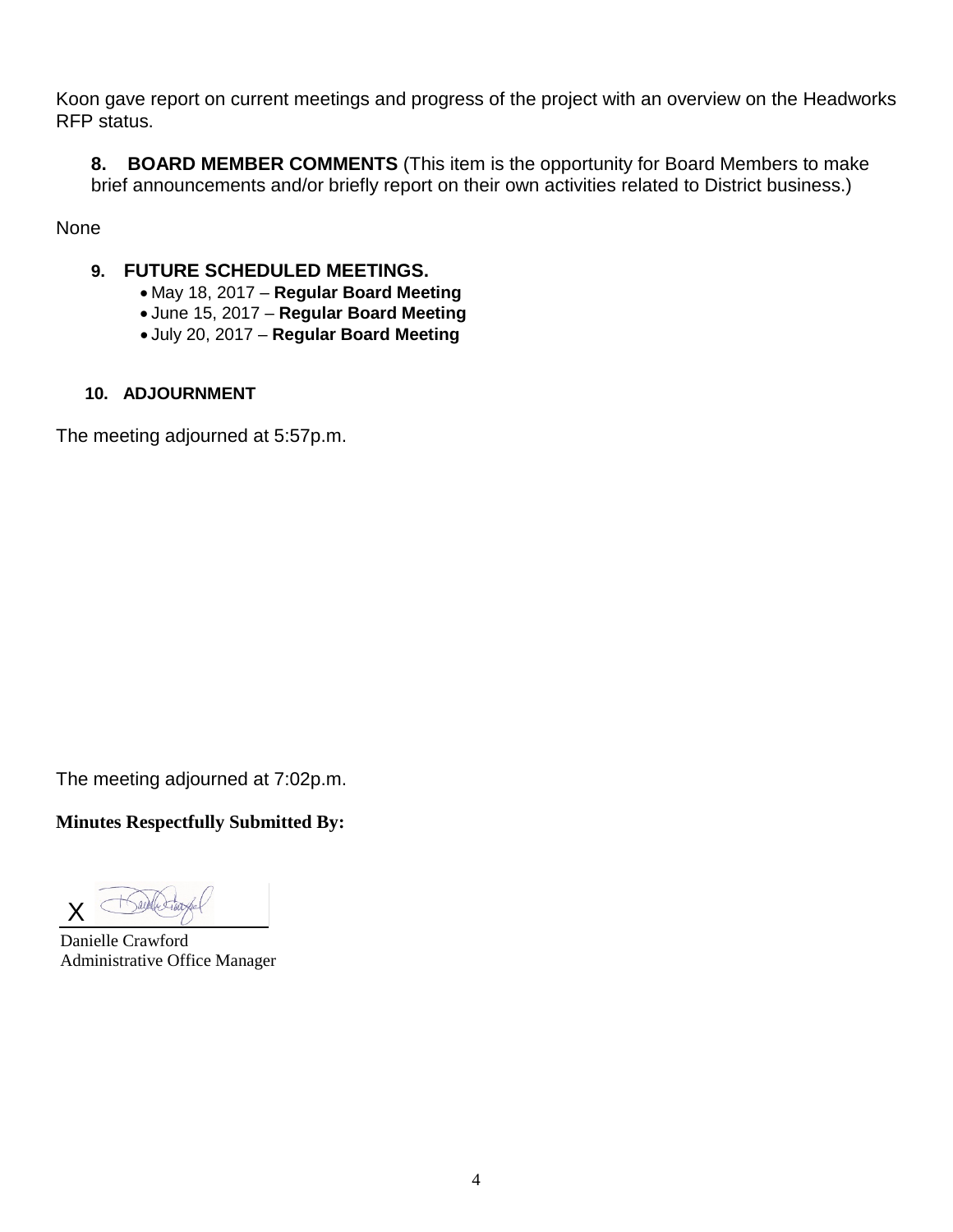Koon gave report on current meetings and progress of the project with an overview on the Headworks RFP status.

**8. BOARD MEMBER COMMENTS** (This item is the opportunity for Board Members to make brief announcements and/or briefly report on their own activities related to District business.)

None

**9. FUTURE SCHEDULED MEETINGS.**

- May 18, 2017 – **Regular Board Meeting**
- June 15, 2017 – **Regular Board Meeting**
- July 20, 2017 – **Regular Board Meeting**

**10. ADJOURNMENT**

The meeting adjourned at 5:57p.m.

The meeting adjourned at 7:02p.m.

**Minutes Respectfully Submitted By:**

X

Danielle Crawford
Administrative Office Manager